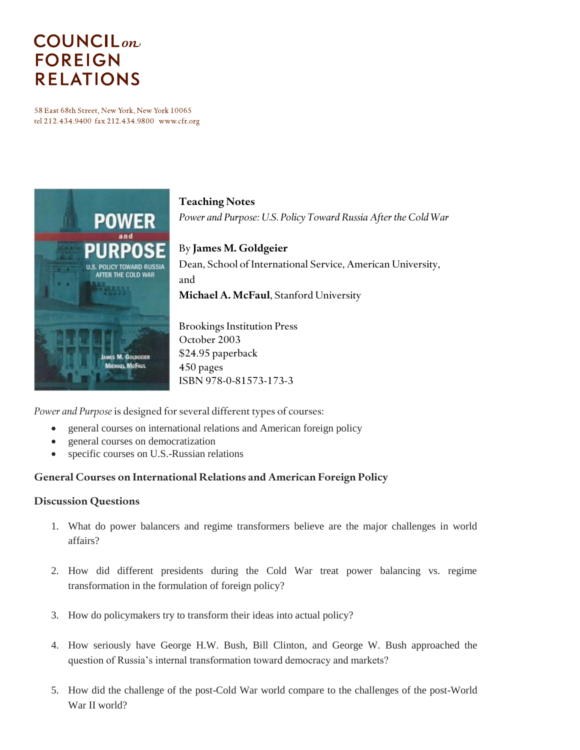# COUNCIL *on* FOREIGN RELATIONS

58 East 68th Street, New York, New York 10065
tel 212.434.9400 fax 212.434.9800 www.cfr.org

**Teaching Notes**
*Power and Purpose: U.S. Policy Toward Russia After the Cold War*

By **James M. Goldgeier**
Dean, School of International Service, American University,
and
**Michael A. McFaul**, Stanford University

Brookings Institution Press
October 2003
$24.95 paperback
450 pages
ISBN 978-0-81573-173-3

*Power and Purpose* is designed for several different types of courses:

- general courses on international relations and American foreign policy
- general courses on democratization
- specific courses on U.S.-Russian relations

### General Courses on International Relations and American Foreign Policy

### Discussion Questions

1. What do power balancers and regime transformers believe are the major challenges in world affairs?
2. How did different presidents during the Cold War treat power balancing vs. regime transformation in the formulation of foreign policy?
3. How do policymakers try to transform their ideas into actual policy?
4. How seriously have George H.W. Bush, Bill Clinton, and George W. Bush approached the question of Russia's internal transformation toward democracy and markets?
5. How did the challenge of the post-Cold War world compare to the challenges of the post-World War II world?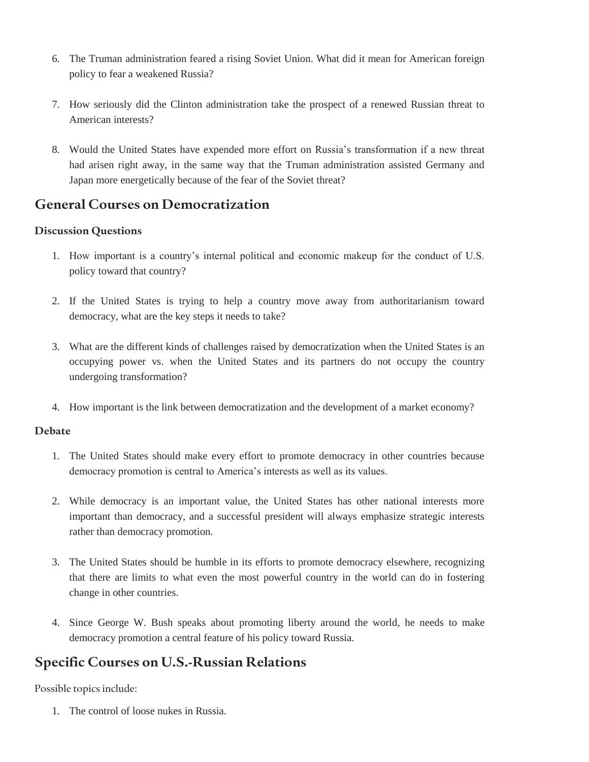6. The Truman administration feared a rising Soviet Union. What did it mean for American foreign policy to fear a weakened Russia?

7. How seriously did the Clinton administration take the prospect of a renewed Russian threat to American interests?

8. Would the United States have expended more effort on Russia's transformation if a new threat had arisen right away, in the same way that the Truman administration assisted Germany and Japan more energetically because of the fear of the Soviet threat?

## General Courses on Democratization

### Discussion Questions

1. How important is a country's internal political and economic makeup for the conduct of U.S. policy toward that country?

2. If the United States is trying to help a country move away from authoritarianism toward democracy, what are the key steps it needs to take?

3. What are the different kinds of challenges raised by democratization when the United States is an occupying power vs. when the United States and its partners do not occupy the country undergoing transformation?

4. How important is the link between democratization and the development of a market economy?

### Debate

1. The United States should make every effort to promote democracy in other countries because democracy promotion is central to America's interests as well as its values.

2. While democracy is an important value, the United States has other national interests more important than democracy, and a successful president will always emphasize strategic interests rather than democracy promotion.

3. The United States should be humble in its efforts to promote democracy elsewhere, recognizing that there are limits to what even the most powerful country in the world can do in fostering change in other countries.

4. Since George W. Bush speaks about promoting liberty around the world, he needs to make democracy promotion a central feature of his policy toward Russia.

## Specific Courses on U.S.-Russian Relations

Possible topics include:

1. The control of loose nukes in Russia.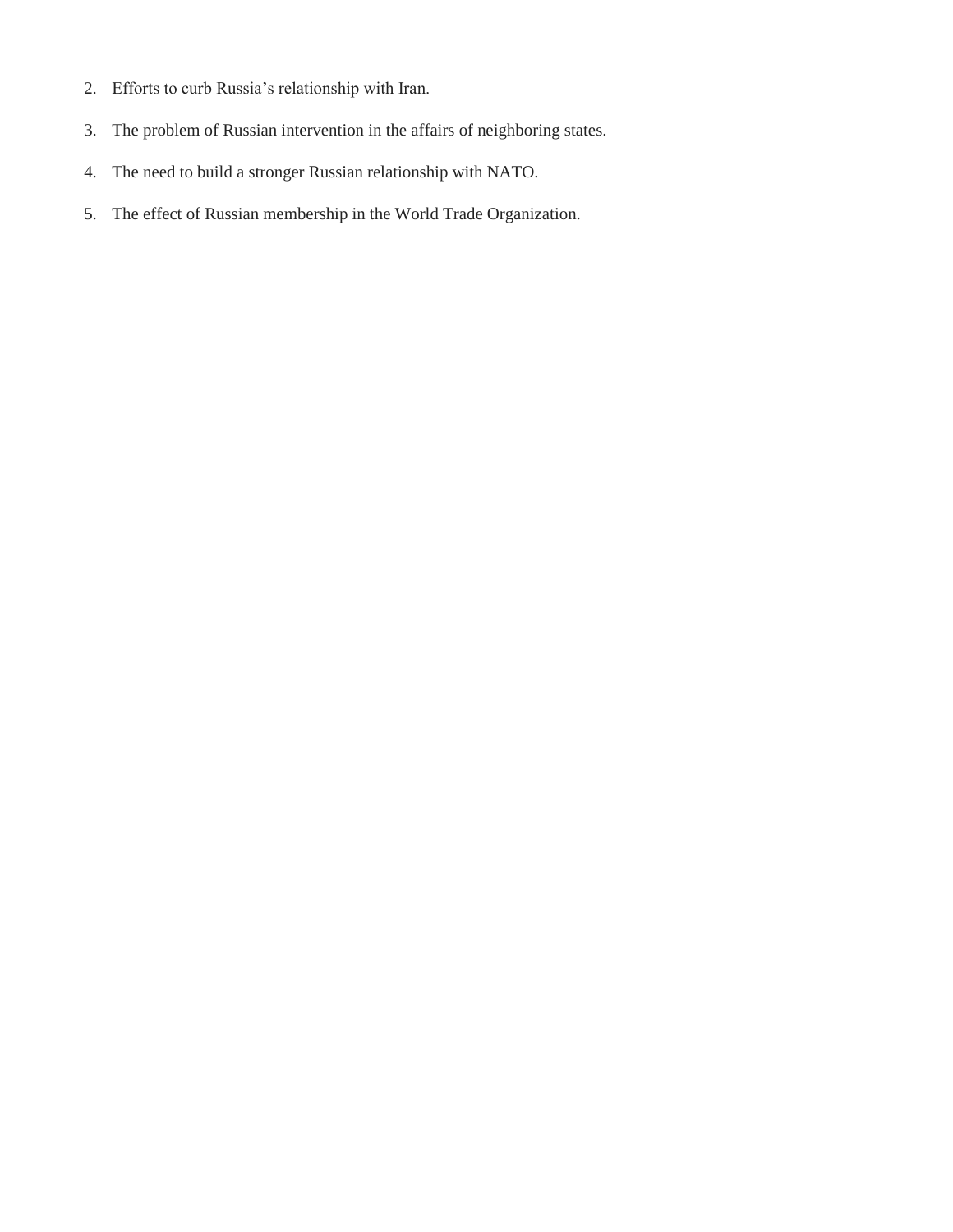2. Efforts to curb Russia's relationship with Iran.
3. The problem of Russian intervention in the affairs of neighboring states.
4. The need to build a stronger Russian relationship with NATO.
5. The effect of Russian membership in the World Trade Organization.